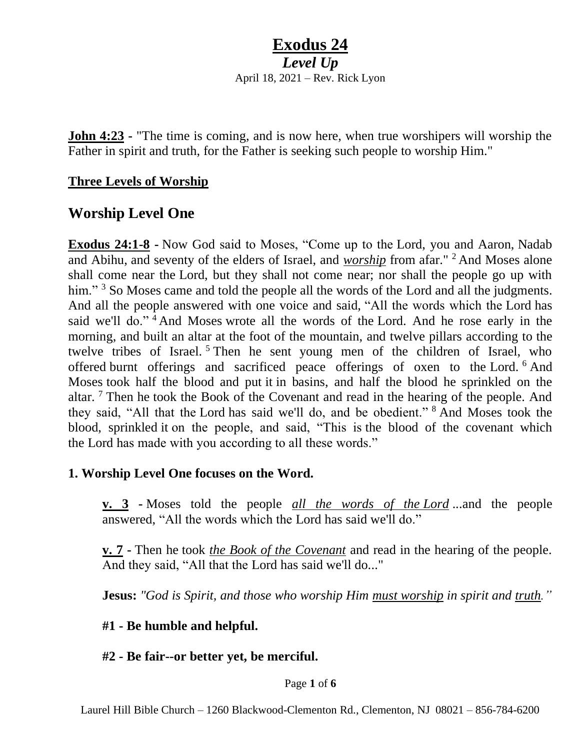# Exodus 24

## *Level Up*

April 18, 2021 – Rev. Rick Lyon

**John 4:23** - "The time is coming, and is now here, when true worshipers will worship the Father in spirit and truth, for the Father is seeking such people to worship Him."

### Three Levels of Worship

## Worship Level One

**Exodus 24:1-8** - Now God said to Moses, "Come up to the Lord, you and Aaron, Nadab and Abihu, and seventy of the elders of Israel, and ***worship*** from afar." [2] And Moses alone shall come near the Lord, but they shall not come near; nor shall the people go up with him." [3] So Moses came and told the people all the words of the Lord and all the judgments. And all the people answered with one voice and said, "All the words which the Lord has said we'll do." [4] And Moses wrote all the words of the Lord. And he rose early in the morning, and built an altar at the foot of the mountain, and twelve pillars according to the twelve tribes of Israel. [5] Then he sent young men of the children of Israel, who offered burnt offerings and sacrificed peace offerings of oxen to the Lord. [6] And Moses took half the blood and put it in basins, and half the blood he sprinkled on the altar. [7] Then he took the Book of the Covenant and read in the hearing of the people. And they said, "All that the Lord has said we'll do, and be obedient." [8] And Moses took the blood, sprinkled it on the people, and said, "This is the blood of the covenant which the Lord has made with you according to all these words."

### 1. Worship Level One focuses on the Word.

> **v. 3** - Moses told the people *all the words of the Lord* ...and the people answered, "All the words which the Lord has said we'll do."
>
> **v. 7** - Then he took *the Book of the Covenant* and read in the hearing of the people. And they said, "All that the Lord has said we'll do..."
>
> **Jesus:** *"God is Spirit, and those who worship Him must worship in spirit and truth."*
>
> **#1 - Be humble and helpful.**
>
> **#2 - Be fair--or better yet, be merciful.**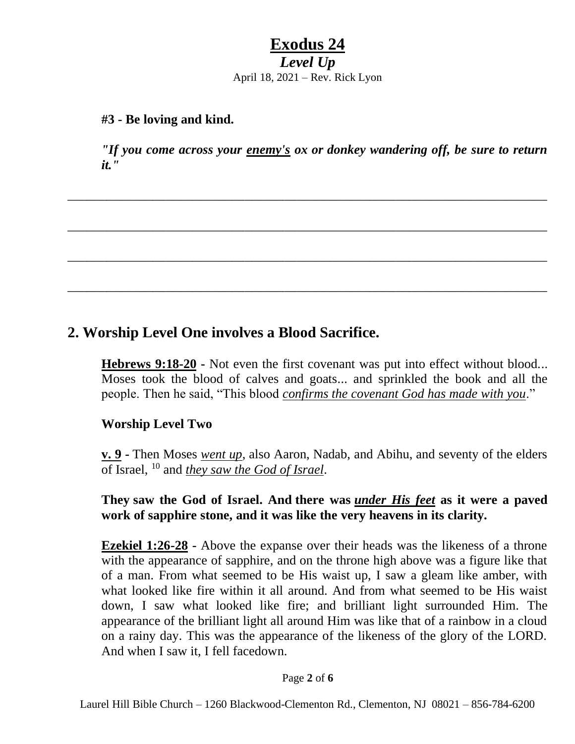# Exodus 24

***Level Up***

April 18, 2021 – Rev. Rick Lyon

**#3 - Be loving and kind.**

***"If you come across your <u>enemy's</u> ox or donkey wandering off, be sure to return it."***

\_\_\_\_\_\_\_\_\_\_\_\_\_\_\_\_\_\_\_\_\_\_\_\_\_\_\_\_\_\_\_\_\_\_\_\_\_\_\_\_\_\_\_\_\_\_\_\_\_\_\_\_\_\_\_\_\_\_\_\_\_\_\_\_\_\_\_\_\_\_\_\_

\_\_\_\_\_\_\_\_\_\_\_\_\_\_\_\_\_\_\_\_\_\_\_\_\_\_\_\_\_\_\_\_\_\_\_\_\_\_\_\_\_\_\_\_\_\_\_\_\_\_\_\_\_\_\_\_\_\_\_\_\_\_\_\_\_\_\_\_\_\_\_\_

\_\_\_\_\_\_\_\_\_\_\_\_\_\_\_\_\_\_\_\_\_\_\_\_\_\_\_\_\_\_\_\_\_\_\_\_\_\_\_\_\_\_\_\_\_\_\_\_\_\_\_\_\_\_\_\_\_\_\_\_\_\_\_\_\_\_\_\_\_\_\_\_

\_\_\_\_\_\_\_\_\_\_\_\_\_\_\_\_\_\_\_\_\_\_\_\_\_\_\_\_\_\_\_\_\_\_\_\_\_\_\_\_\_\_\_\_\_\_\_\_\_\_\_\_\_\_\_\_\_\_\_\_\_\_\_\_\_\_\_\_\_\_\_\_

## 2. Worship Level One involves a Blood Sacrifice.

**<u>Hebrews 9:18-20</u>** - Not even the first covenant was put into effect without blood... Moses took the blood of calves and goats... and sprinkled the book and all the people. Then he said, "This blood *<u>confirms the covenant God has made with you</u>*."

**Worship Level Two**

**<u>v. 9</u>** - Then Moses *<u>went up</u>*, also Aaron, Nadab, and Abihu, and seventy of the elders of Israel, [10] and *<u>they saw the God of Israel</u>*.

**They saw the God of Israel. And there was *<u>under His feet</u>* as it were a paved work of sapphire stone, and it was like the very heavens in its clarity.**

**<u>Ezekiel 1:26-28</u>** - Above the expanse over their heads was the likeness of a throne with the appearance of sapphire, and on the throne high above was a figure like that of a man. From what seemed to be His waist up, I saw a gleam like amber, with what looked like fire within it all around. And from what seemed to be His waist down, I saw what looked like fire; and brilliant light surrounded Him. The appearance of the brilliant light all around Him was like that of a rainbow in a cloud on a rainy day. This was the appearance of the likeness of the glory of the LORD. And when I saw it, I fell facedown.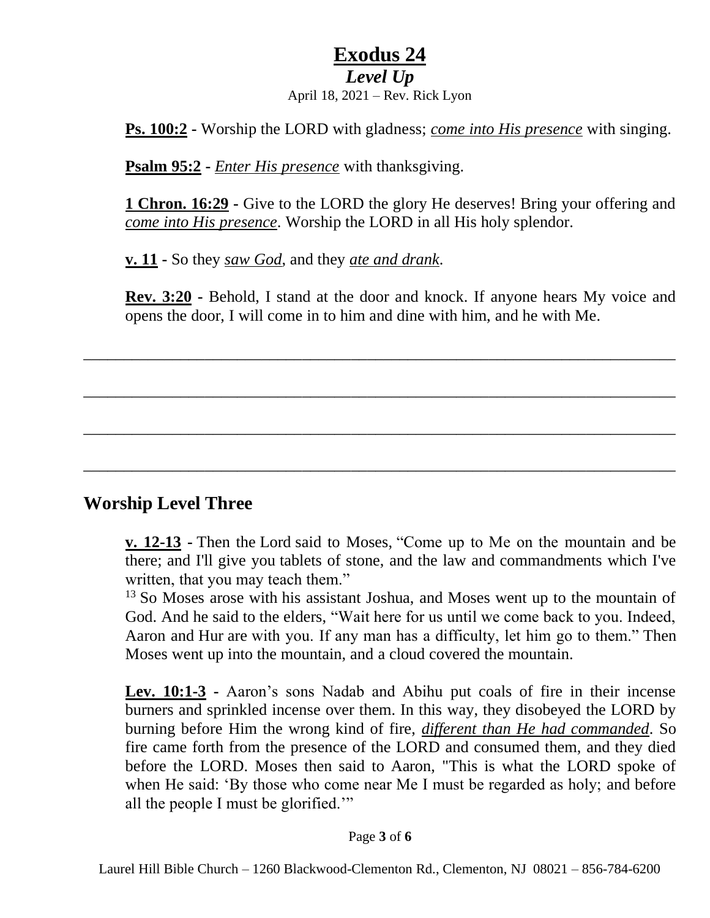# Exodus 24

## *Level Up*

April 18, 2021 – Rev. Rick Lyon

**Ps. 100:2** - Worship the LORD with gladness; *come into His presence* with singing.

**Psalm 95:2** - *Enter His presence* with thanksgiving.

**1 Chron. 16:29** - Give to the LORD the glory He deserves! Bring your offering and *come into His presence*. Worship the LORD in all His holy splendor.

**v. 11** - So they *saw God*, and they *ate and drank*.

**Rev. 3:20** - Behold, I stand at the door and knock. If anyone hears My voice and opens the door, I will come in to him and dine with him, and he with Me.

_______________________________________________________________________

_______________________________________________________________________

_______________________________________________________________________

_______________________________________________________________________

## Worship Level Three

**v. 12-13** - Then the Lord said to Moses, "Come up to Me on the mountain and be there; and I'll give you tablets of stone, and the law and commandments which I've written, that you may teach them."

[13] So Moses arose with his assistant Joshua, and Moses went up to the mountain of God. And he said to the elders, "Wait here for us until we come back to you. Indeed, Aaron and Hur are with you. If any man has a difficulty, let him go to them." Then Moses went up into the mountain, and a cloud covered the mountain.

**Lev. 10:1-3** - Aaron's sons Nadab and Abihu put coals of fire in their incense burners and sprinkled incense over them. In this way, they disobeyed the LORD by burning before Him the wrong kind of fire, *different than He had commanded*. So fire came forth from the presence of the LORD and consumed them, and they died before the LORD. Moses then said to Aaron, "This is what the LORD spoke of when He said: 'By those who come near Me I must be regarded as holy; and before all the people I must be glorified.'"

Laurel Hill Bible Church – 1260 Blackwood-Clementon Rd., Clementon, NJ 08021 – 856-784-6200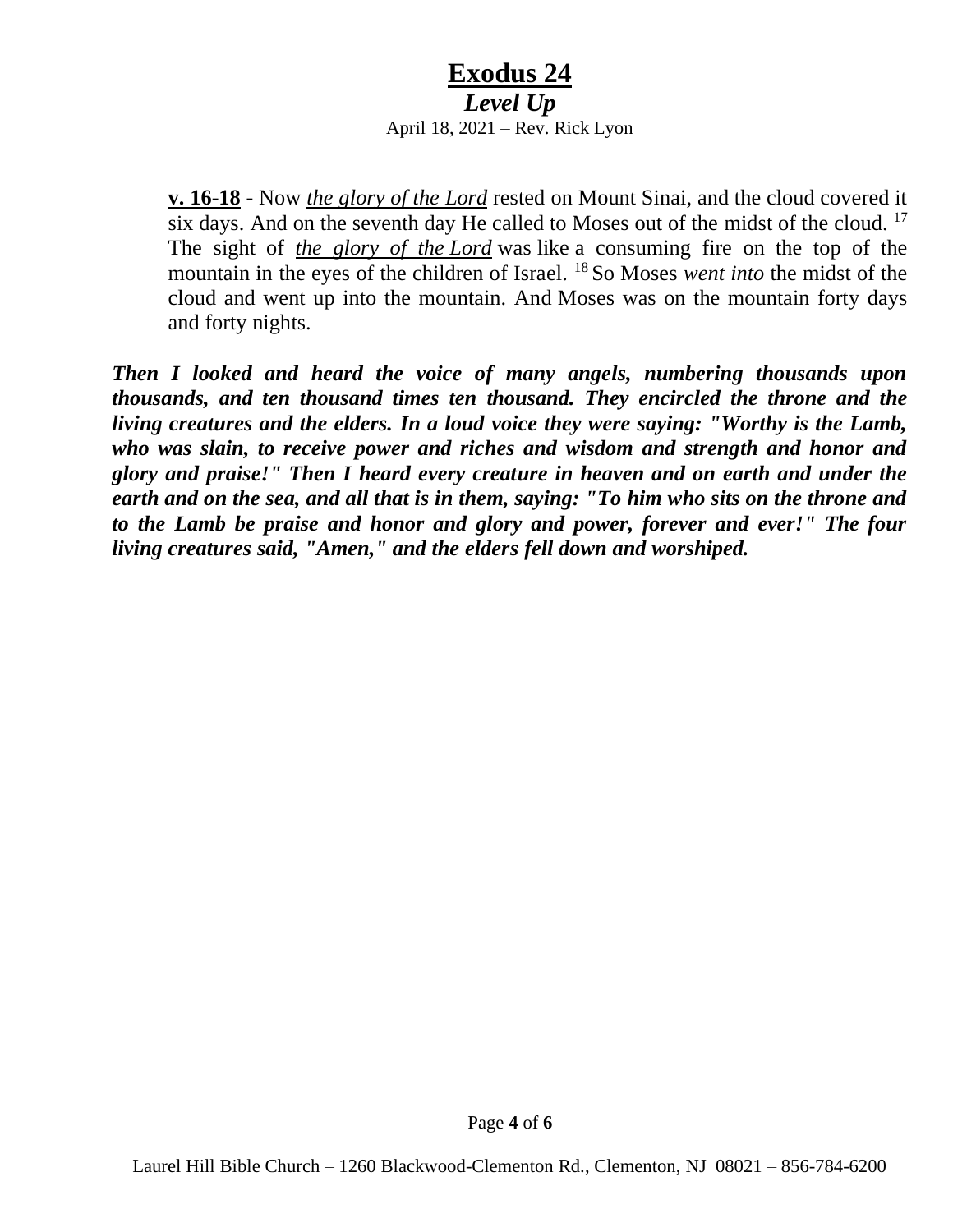# Exodus 24

### *Level Up*

April 18, 2021 – Rev. Rick Lyon

> **v. 16-18** - Now *the glory of the Lord* rested on Mount Sinai, and the cloud covered it six days. And on the seventh day He called to Moses out of the midst of the cloud. [17] The sight of *the glory of the Lord* was like a consuming fire on the top of the mountain in the eyes of the children of Israel. [18] So Moses *went into* the midst of the cloud and went up into the mountain. And Moses was on the mountain forty days and forty nights.

***Then I looked and heard the voice of many angels, numbering thousands upon thousands, and ten thousand times ten thousand. They encircled the throne and the living creatures and the elders. In a loud voice they were saying: "Worthy is the Lamb, who was slain, to receive power and riches and wisdom and strength and honor and glory and praise!" Then I heard every creature in heaven and on earth and under the earth and on the sea, and all that is in them, saying: "To him who sits on the throne and to the Lamb be praise and honor and glory and power, forever and ever!" The four living creatures said, "Amen," and the elders fell down and worshiped.***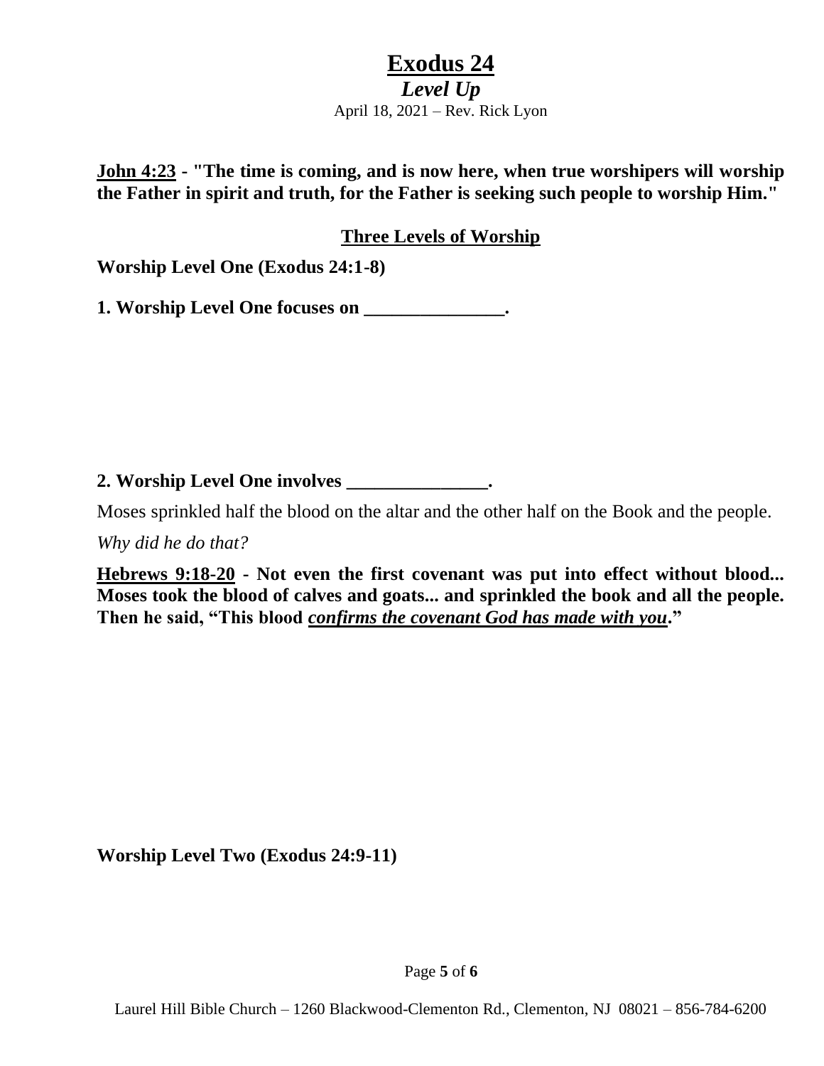# Exodus 24

## *Level Up*

April 18, 2021 – Rev. Rick Lyon

**John 4:23 - "The time is coming, and is now here, when true worshipers will worship the Father in spirit and truth, for the Father is seeking such people to worship Him."**

### Three Levels of Worship

**Worship Level One (Exodus 24:1-8)**

**1. Worship Level One focuses on _______________.**

**2. Worship Level One involves _______________.**

Moses sprinkled half the blood on the altar and the other half on the Book and the people.

*Why did he do that?*

**Hebrews 9:18-20 - Not even the first covenant was put into effect without blood... Moses took the blood of calves and goats... and sprinkled the book and all the people. Then he said, "This blood *confirms the covenant God has made with you*."**

**Worship Level Two (Exodus 24:9-11)**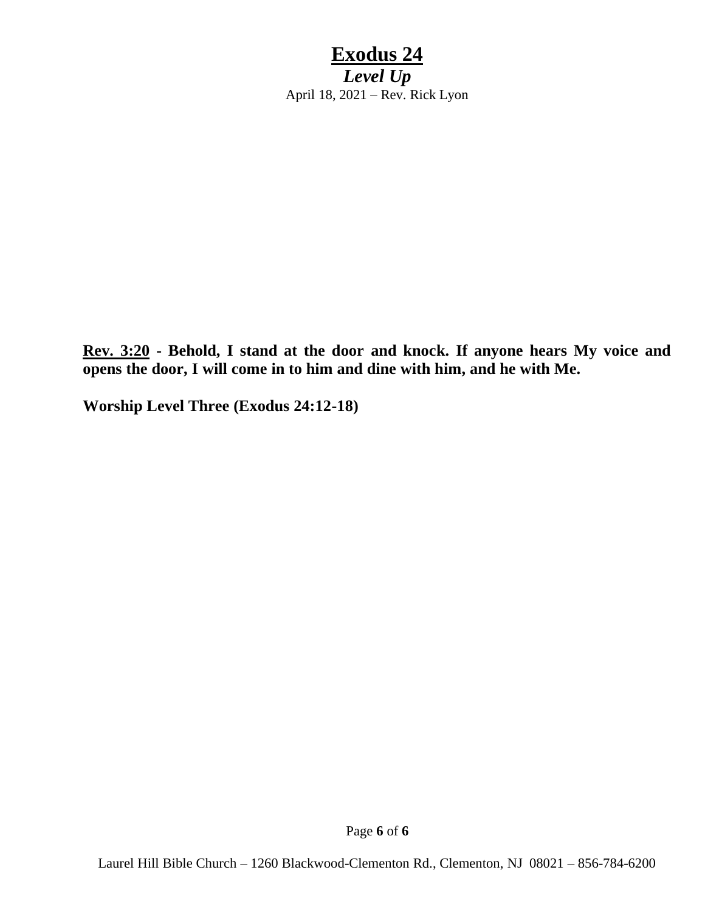**Rev. 3:20 - Behold, I stand at the door and knock. If anyone hears My voice and opens the door, I will come in to him and dine with him, and he with Me.**

**Worship Level Three (Exodus 24:12-18)**